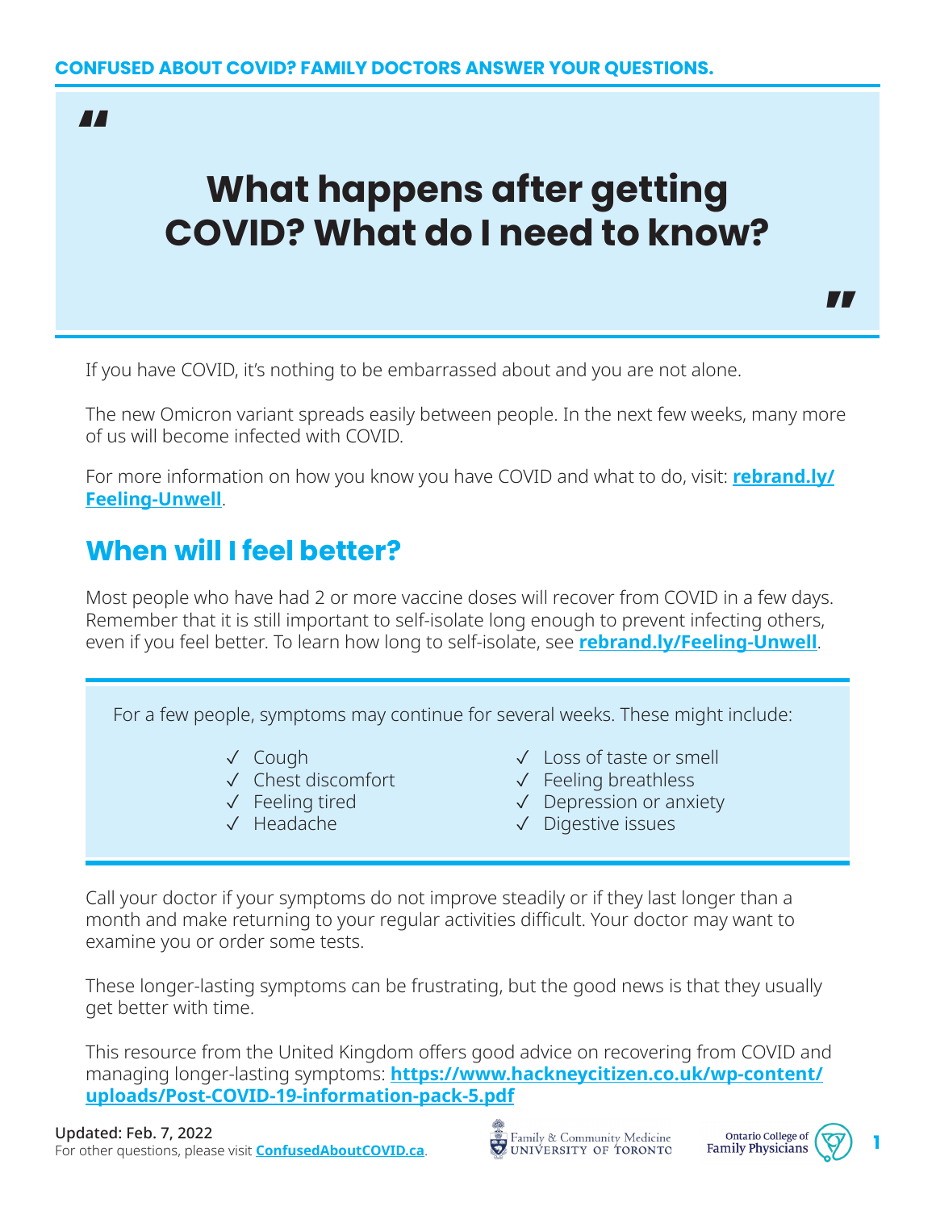CONFUSED ABOUT COVID? FAMILY DOCTORS ANSWER YOUR QUESTIONS.

# What happens after getting COVID? What do I need to know?

If you have COVID, it's nothing to be embarrassed about and you are not alone.

The new Omicron variant spreads easily between people. In the next few weeks, many more of us will become infected with COVID.

For more information on how you know you have COVID and what to do, visit: **rebrand.ly/Feeling-Unwell**.

## When will I feel better?

Most people who have had 2 or more vaccine doses will recover from COVID in a few days. Remember that it is still important to self-isolate long enough to prevent infecting others, even if you feel better. To learn how long to self-isolate, see **rebrand.ly/Feeling-Unwell**.

For a few people, symptoms may continue for several weeks. These might include:

- ✓ Cough
- ✓ Chest discomfort
- ✓ Feeling tired
- ✓ Headache
- ✓ Loss of taste or smell
- ✓ Feeling breathless
- ✓ Depression or anxiety
- ✓ Digestive issues

Call your doctor if your symptoms do not improve steadily or if they last longer than a month and make returning to your regular activities difficult. Your doctor may want to examine you or order some tests.

These longer-lasting symptoms can be frustrating, but the good news is that they usually get better with time.

This resource from the United Kingdom offers good advice on recovering from COVID and managing longer-lasting symptoms: **https://www.hackneycitizen.co.uk/wp-content/uploads/Post-COVID-19-information-pack-5.pdf**

Updated: Feb. 7, 2022
For other questions, please visit **ConfusedAboutCOVID.ca**.

Family & Community Medicine UNIVERSITY OF TORONTO

Ontario College of Family Physicians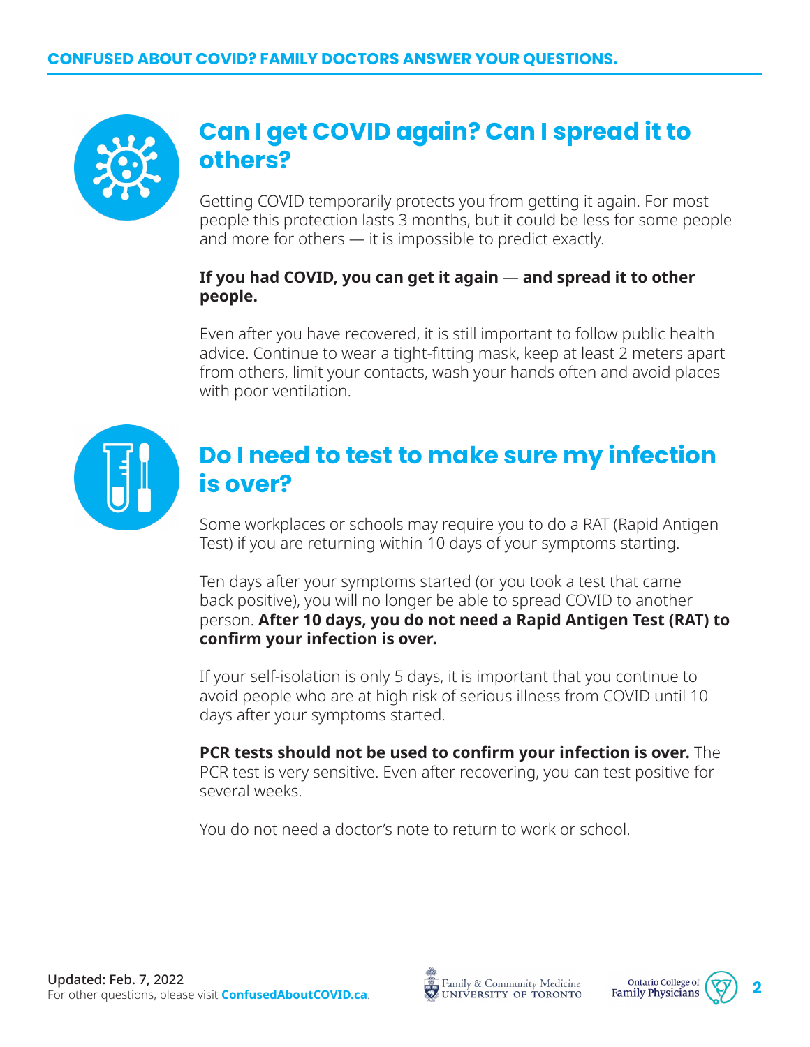## Can I get COVID again? Can I spread it to others?

Getting COVID temporarily protects you from getting it again. For most people this protection lasts 3 months, but it could be less for some people and more for others — it is impossible to predict exactly.

**If you had COVID, you can get it again** — **and spread it to other people.**

Even after you have recovered, it is still important to follow public health advice. Continue to wear a tight-fitting mask, keep at least 2 meters apart from others, limit your contacts, wash your hands often and avoid places with poor ventilation.

## Do I need to test to make sure my infection is over?

Some workplaces or schools may require you to do a RAT (Rapid Antigen Test) if you are returning within 10 days of your symptoms starting.

Ten days after your symptoms started (or you took a test that came back positive), you will no longer be able to spread COVID to another person. **After 10 days, you do not need a Rapid Antigen Test (RAT) to confirm your infection is over.**

If your self-isolation is only 5 days, it is important that you continue to avoid people who are at high risk of serious illness from COVID until 10 days after your symptoms started.

**PCR tests should not be used to confirm your infection is over.** The PCR test is very sensitive. Even after recovering, you can test positive for several weeks.

You do not need a doctor's note to return to work or school.

Updated: Feb. 7, 2022
For other questions, please visit **ConfusedAboutCOVID.ca**.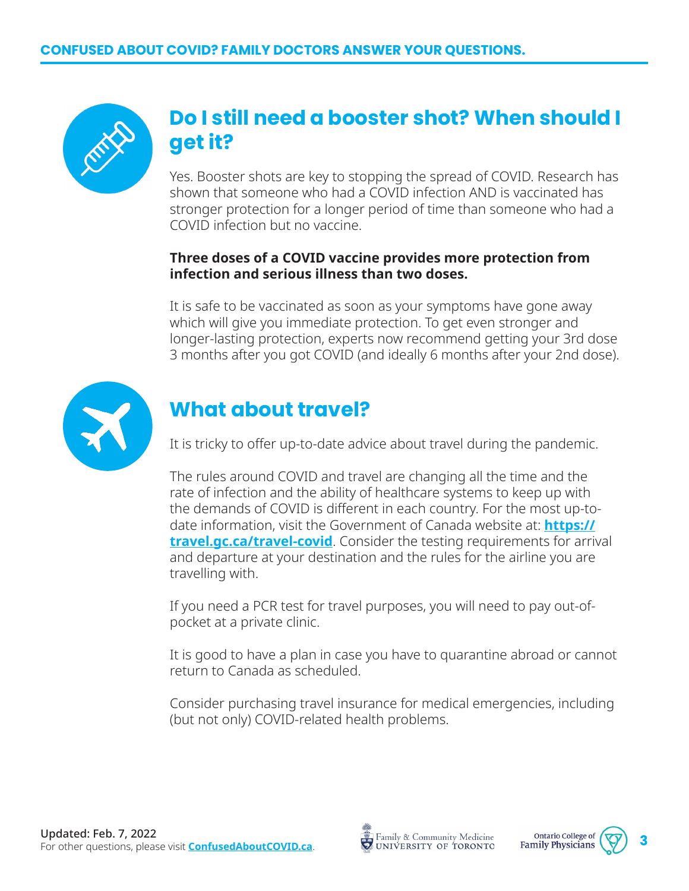## Do I still need a booster shot? When should I get it?

Yes. Booster shots are key to stopping the spread of COVID. Research has shown that someone who had a COVID infection AND is vaccinated has stronger protection for a longer period of time than someone who had a COVID infection but no vaccine.

**Three doses of a COVID vaccine provides more protection from infection and serious illness than two doses.**

It is safe to be vaccinated as soon as your symptoms have gone away which will give you immediate protection. To get even stronger and longer-lasting protection, experts now recommend getting your 3rd dose 3 months after you got COVID (and ideally 6 months after your 2nd dose).

## What about travel?

It is tricky to offer up-to-date advice about travel during the pandemic.

The rules around COVID and travel are changing all the time and the rate of infection and the ability of healthcare systems to keep up with the demands of COVID is different in each country. For the most up-to-date information, visit the Government of Canada website at: **https://travel.gc.ca/travel-covid**. Consider the testing requirements for arrival and departure at your destination and the rules for the airline you are travelling with.

If you need a PCR test for travel purposes, you will need to pay out-of-pocket at a private clinic.

It is good to have a plan in case you have to quarantine abroad or cannot return to Canada as scheduled.

Consider purchasing travel insurance for medical emergencies, including (but not only) COVID-related health problems.

**Updated: Feb. 7, 2022**
For other questions, please visit **ConfusedAboutCOVID.ca**.